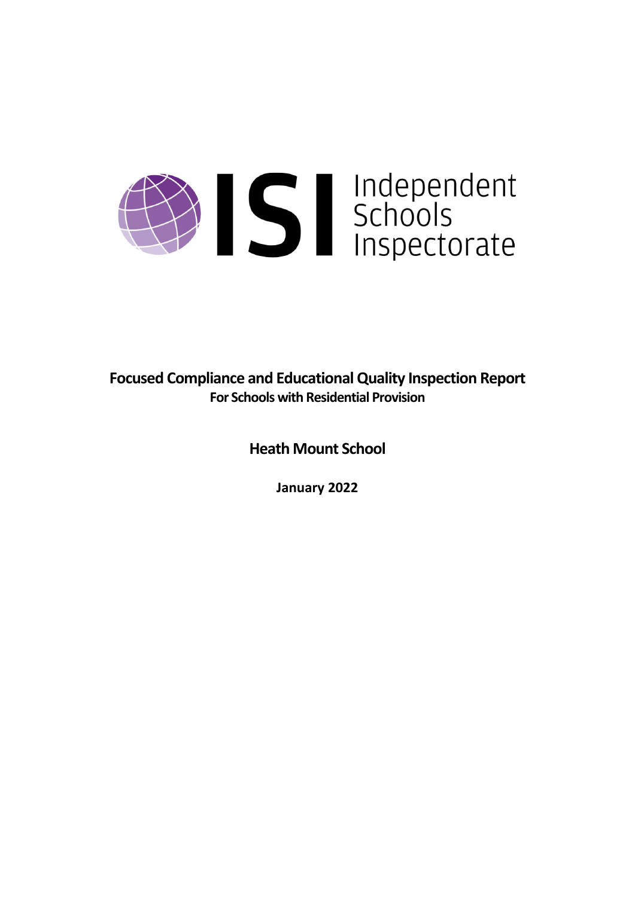ISI Independent Schools Inspectorate

# Focused Compliance and Educational Quality Inspection Report

## For Schools with Residential Provision

## Heath Mount School

**January 2022**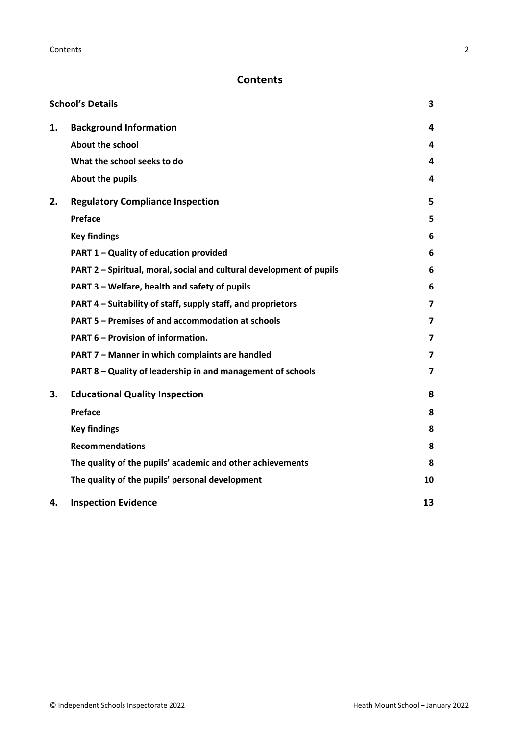# Contents

| | | |
|---|---|---|
| **School's Details** | | **3** |
| **1.** | **Background Information** | **4** |
| | **About the school** | **4** |
| | **What the school seeks to do** | **4** |
| | **About the pupils** | **4** |
| **2.** | **Regulatory Compliance Inspection** | **5** |
| | **Preface** | **5** |
| | **Key findings** | **6** |
| | **PART 1 – Quality of education provided** | **6** |
| | **PART 2 – Spiritual, moral, social and cultural development of pupils** | **6** |
| | **PART 3 – Welfare, health and safety of pupils** | **6** |
| | **PART 4 – Suitability of staff, supply staff, and proprietors** | **7** |
| | **PART 5 – Premises of and accommodation at schools** | **7** |
| | **PART 6 – Provision of information.** | **7** |
| | **PART 7 – Manner in which complaints are handled** | **7** |
| | **PART 8 – Quality of leadership in and management of schools** | **7** |
| **3.** | **Educational Quality Inspection** | **8** |
| | **Preface** | **8** |
| | **Key findings** | **8** |
| | **Recommendations** | **8** |
| | **The quality of the pupils' academic and other achievements** | **8** |
| | **The quality of the pupils' personal development** | **10** |
| **4.** | **Inspection Evidence** | **13** |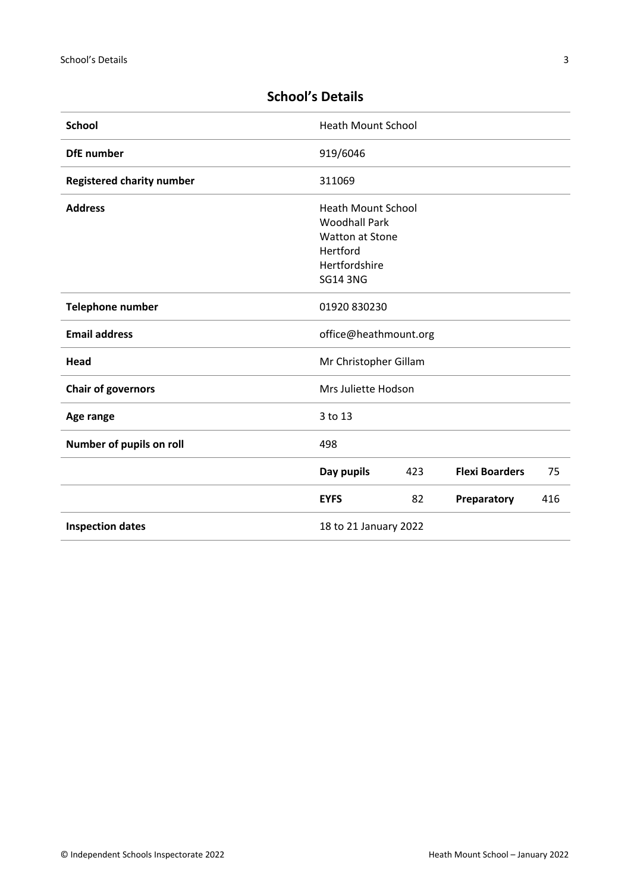## School's Details

| | | | | |
|---|---|---|---|---|
| **School** | Heath Mount School | | | |
| **DfE number** | 919/6046 | | | |
| **Registered charity number** | 311069 | | | |
| **Address** | Heath Mount School<br>Woodhall Park<br>Watton at Stone<br>Hertford<br>Hertfordshire<br>SG14 3NG | | | |
| **Telephone number** | 01920 830230 | | | |
| **Email address** | office@heathmount.org | | | |
| **Head** | Mr Christopher Gillam | | | |
| **Chair of governors** | Mrs Juliette Hodson | | | |
| **Age range** | 3 to 13 | | | |
| **Number of pupils on roll** | 498 | | | |
| | **Day pupils** | 423 | **Flexi Boarders** | 75 |
| | **EYFS** | 82 | **Preparatory** | 416 |
| **Inspection dates** | 18 to 21 January 2022 | | | |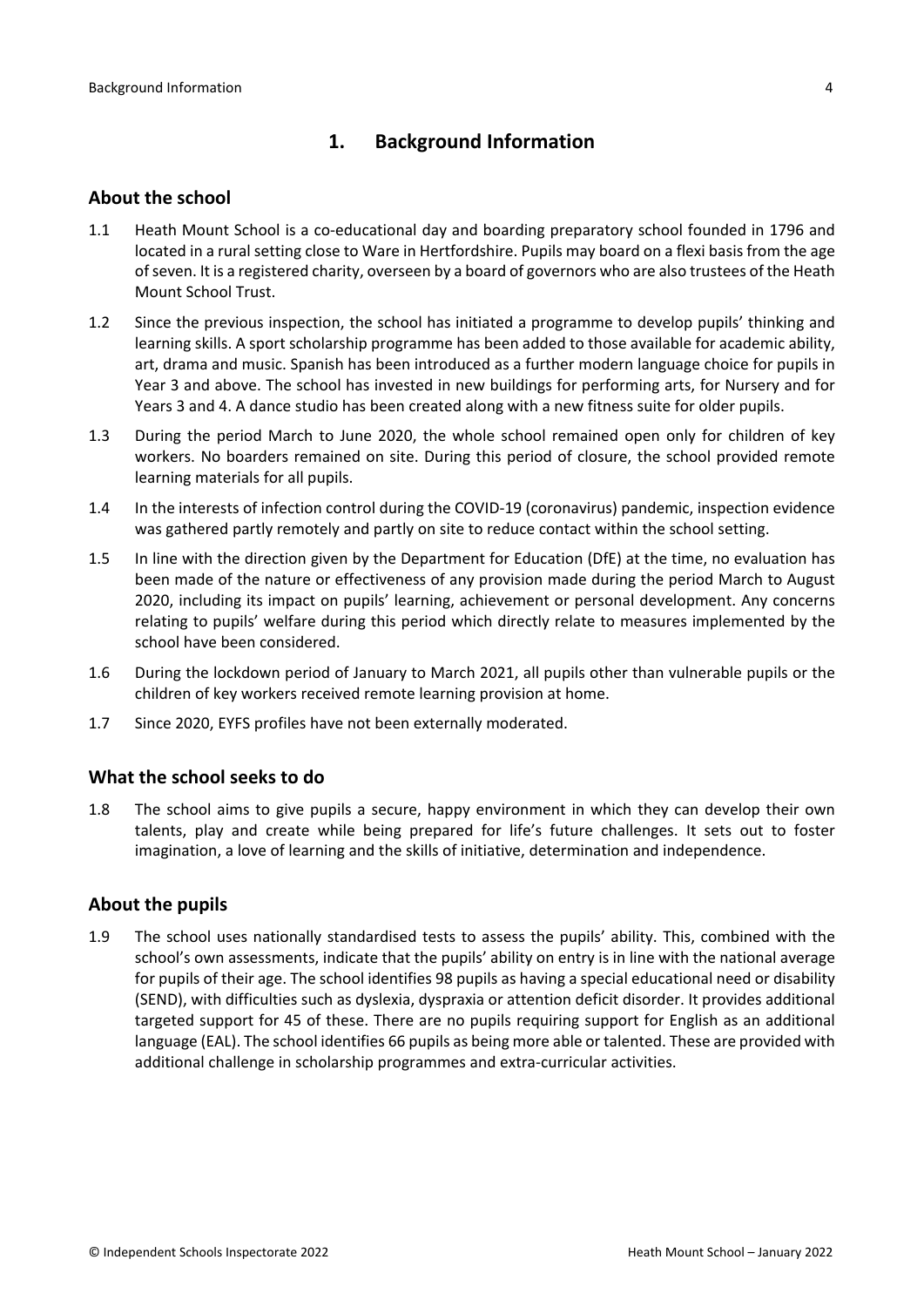# 1. Background Information

## About the school

1.1 Heath Mount School is a co-educational day and boarding preparatory school founded in 1796 and located in a rural setting close to Ware in Hertfordshire. Pupils may board on a flexi basis from the age of seven. It is a registered charity, overseen by a board of governors who are also trustees of the Heath Mount School Trust.

1.2 Since the previous inspection, the school has initiated a programme to develop pupils' thinking and learning skills. A sport scholarship programme has been added to those available for academic ability, art, drama and music. Spanish has been introduced as a further modern language choice for pupils in Year 3 and above. The school has invested in new buildings for performing arts, for Nursery and for Years 3 and 4. A dance studio has been created along with a new fitness suite for older pupils.

1.3 During the period March to June 2020, the whole school remained open only for children of key workers. No boarders remained on site. During this period of closure, the school provided remote learning materials for all pupils.

1.4 In the interests of infection control during the COVID-19 (coronavirus) pandemic, inspection evidence was gathered partly remotely and partly on site to reduce contact within the school setting.

1.5 In line with the direction given by the Department for Education (DfE) at the time, no evaluation has been made of the nature or effectiveness of any provision made during the period March to August 2020, including its impact on pupils' learning, achievement or personal development. Any concerns relating to pupils' welfare during this period which directly relate to measures implemented by the school have been considered.

1.6 During the lockdown period of January to March 2021, all pupils other than vulnerable pupils or the children of key workers received remote learning provision at home.

1.7 Since 2020, EYFS profiles have not been externally moderated.

## What the school seeks to do

1.8 The school aims to give pupils a secure, happy environment in which they can develop their own talents, play and create while being prepared for life's future challenges. It sets out to foster imagination, a love of learning and the skills of initiative, determination and independence.

## About the pupils

1.9 The school uses nationally standardised tests to assess the pupils' ability. This, combined with the school's own assessments, indicate that the pupils' ability on entry is in line with the national average for pupils of their age. The school identifies 98 pupils as having a special educational need or disability (SEND), with difficulties such as dyslexia, dyspraxia or attention deficit disorder. It provides additional targeted support for 45 of these. There are no pupils requiring support for English as an additional language (EAL). The school identifies 66 pupils as being more able or talented. These are provided with additional challenge in scholarship programmes and extra-curricular activities.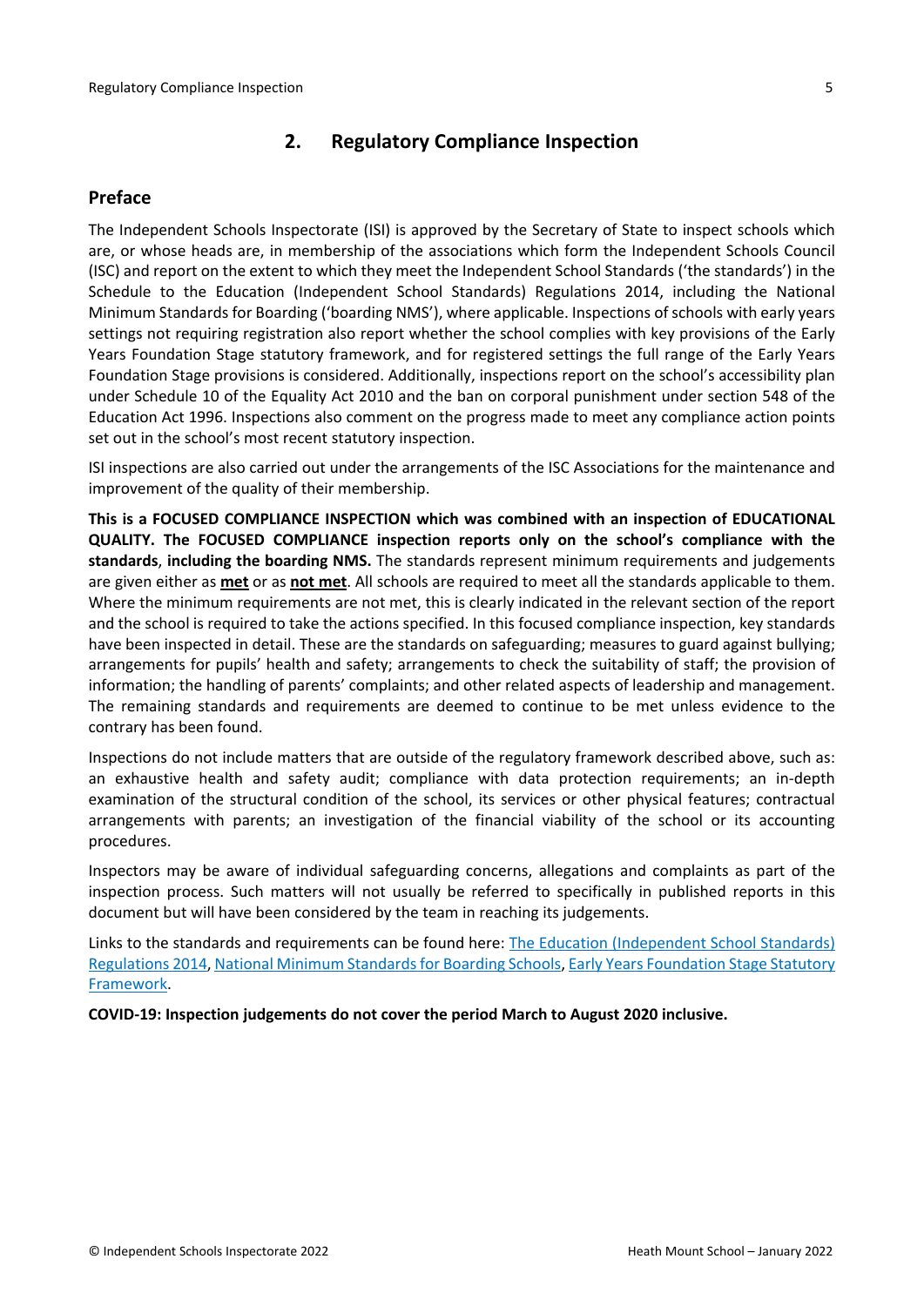## 2. Regulatory Compliance Inspection

### Preface

The Independent Schools Inspectorate (ISI) is approved by the Secretary of State to inspect schools which are, or whose heads are, in membership of the associations which form the Independent Schools Council (ISC) and report on the extent to which they meet the Independent School Standards ('the standards') in the Schedule to the Education (Independent School Standards) Regulations 2014, including the National Minimum Standards for Boarding ('boarding NMS'), where applicable. Inspections of schools with early years settings not requiring registration also report whether the school complies with key provisions of the Early Years Foundation Stage statutory framework, and for registered settings the full range of the Early Years Foundation Stage provisions is considered. Additionally, inspections report on the school's accessibility plan under Schedule 10 of the Equality Act 2010 and the ban on corporal punishment under section 548 of the Education Act 1996. Inspections also comment on the progress made to meet any compliance action points set out in the school's most recent statutory inspection.

ISI inspections are also carried out under the arrangements of the ISC Associations for the maintenance and improvement of the quality of their membership.

**This is a FOCUSED COMPLIANCE INSPECTION which was combined with an inspection of EDUCATIONAL QUALITY. The FOCUSED COMPLIANCE inspection reports only on the school's compliance with the standards**, **including the boarding NMS.** The standards represent minimum requirements and judgements are given either as **met** or as **not met**. All schools are required to meet all the standards applicable to them. Where the minimum requirements are not met, this is clearly indicated in the relevant section of the report and the school is required to take the actions specified. In this focused compliance inspection, key standards have been inspected in detail. These are the standards on safeguarding; measures to guard against bullying; arrangements for pupils' health and safety; arrangements to check the suitability of staff; the provision of information; the handling of parents' complaints; and other related aspects of leadership and management. The remaining standards and requirements are deemed to continue to be met unless evidence to the contrary has been found.

Inspections do not include matters that are outside of the regulatory framework described above, such as: an exhaustive health and safety audit; compliance with data protection requirements; an in-depth examination of the structural condition of the school, its services or other physical features; contractual arrangements with parents; an investigation of the financial viability of the school or its accounting procedures.

Inspectors may be aware of individual safeguarding concerns, allegations and complaints as part of the inspection process. Such matters will not usually be referred to specifically in published reports in this document but will have been considered by the team in reaching its judgements.

Links to the standards and requirements can be found here: The Education (Independent School Standards) Regulations 2014, National Minimum Standards for Boarding Schools, Early Years Foundation Stage Statutory Framework.

**COVID-19: Inspection judgements do not cover the period March to August 2020 inclusive.**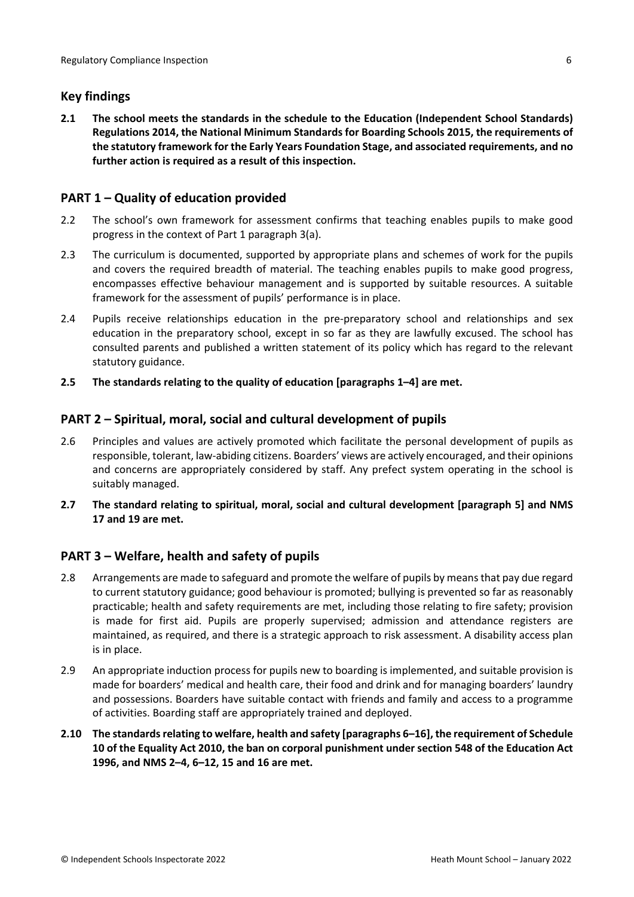## Key findings

**2.1 The school meets the standards in the schedule to the Education (Independent School Standards) Regulations 2014, the National Minimum Standards for Boarding Schools 2015, the requirements of the statutory framework for the Early Years Foundation Stage, and associated requirements, and no further action is required as a result of this inspection.**

## PART 1 – Quality of education provided

2.2 The school's own framework for assessment confirms that teaching enables pupils to make good progress in the context of Part 1 paragraph 3(a).

2.3 The curriculum is documented, supported by appropriate plans and schemes of work for the pupils and covers the required breadth of material. The teaching enables pupils to make good progress, encompasses effective behaviour management and is supported by suitable resources. A suitable framework for the assessment of pupils' performance is in place.

2.4 Pupils receive relationships education in the pre-preparatory school and relationships and sex education in the preparatory school, except in so far as they are lawfully excused. The school has consulted parents and published a written statement of its policy which has regard to the relevant statutory guidance.

**2.5 The standards relating to the quality of education [paragraphs 1–4] are met.**

## PART 2 – Spiritual, moral, social and cultural development of pupils

2.6 Principles and values are actively promoted which facilitate the personal development of pupils as responsible, tolerant, law-abiding citizens. Boarders' views are actively encouraged, and their opinions and concerns are appropriately considered by staff. Any prefect system operating in the school is suitably managed.

**2.7 The standard relating to spiritual, moral, social and cultural development [paragraph 5] and NMS 17 and 19 are met.**

## PART 3 – Welfare, health and safety of pupils

2.8 Arrangements are made to safeguard and promote the welfare of pupils by means that pay due regard to current statutory guidance; good behaviour is promoted; bullying is prevented so far as reasonably practicable; health and safety requirements are met, including those relating to fire safety; provision is made for first aid. Pupils are properly supervised; admission and attendance registers are maintained, as required, and there is a strategic approach to risk assessment. A disability access plan is in place.

2.9 An appropriate induction process for pupils new to boarding is implemented, and suitable provision is made for boarders' medical and health care, their food and drink and for managing boarders' laundry and possessions. Boarders have suitable contact with friends and family and access to a programme of activities. Boarding staff are appropriately trained and deployed.

**2.10 The standards relating to welfare, health and safety [paragraphs 6–16], the requirement of Schedule 10 of the Equality Act 2010, the ban on corporal punishment under section 548 of the Education Act 1996, and NMS 2–4, 6–12, 15 and 16 are met.**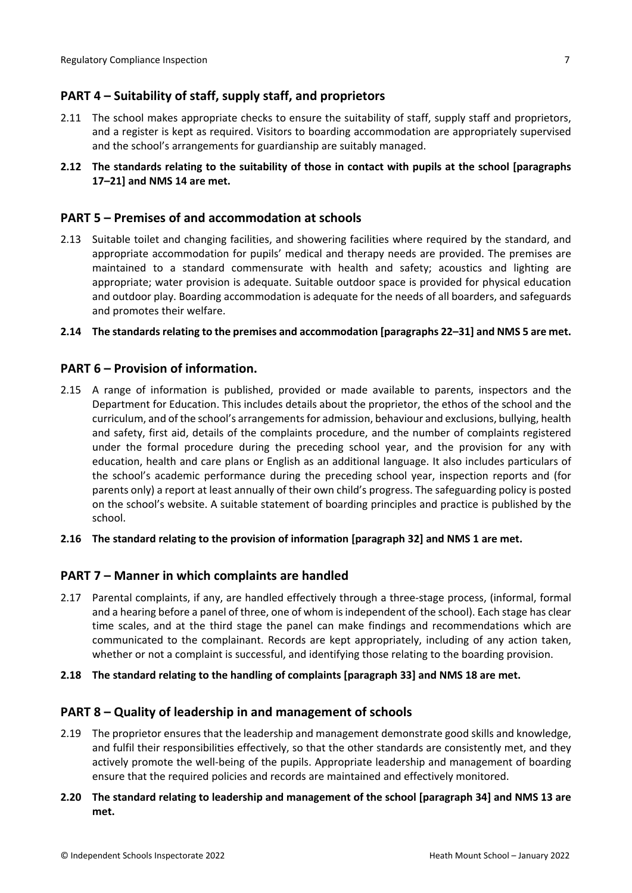## PART 4 – Suitability of staff, supply staff, and proprietors

2.11 The school makes appropriate checks to ensure the suitability of staff, supply staff and proprietors, and a register is kept as required. Visitors to boarding accommodation are appropriately supervised and the school's arrangements for guardianship are suitably managed.

**2.12 The standards relating to the suitability of those in contact with pupils at the school [paragraphs 17–21] and NMS 14 are met.**

## PART 5 – Premises of and accommodation at schools

2.13 Suitable toilet and changing facilities, and showering facilities where required by the standard, and appropriate accommodation for pupils' medical and therapy needs are provided. The premises are maintained to a standard commensurate with health and safety; acoustics and lighting are appropriate; water provision is adequate. Suitable outdoor space is provided for physical education and outdoor play. Boarding accommodation is adequate for the needs of all boarders, and safeguards and promotes their welfare.

**2.14 The standards relating to the premises and accommodation [paragraphs 22–31] and NMS 5 are met.**

## PART 6 – Provision of information.

2.15 A range of information is published, provided or made available to parents, inspectors and the Department for Education. This includes details about the proprietor, the ethos of the school and the curriculum, and of the school's arrangements for admission, behaviour and exclusions, bullying, health and safety, first aid, details of the complaints procedure, and the number of complaints registered under the formal procedure during the preceding school year, and the provision for any with education, health and care plans or English as an additional language. It also includes particulars of the school's academic performance during the preceding school year, inspection reports and (for parents only) a report at least annually of their own child's progress. The safeguarding policy is posted on the school's website. A suitable statement of boarding principles and practice is published by the school.

**2.16 The standard relating to the provision of information [paragraph 32] and NMS 1 are met.**

## PART 7 – Manner in which complaints are handled

2.17 Parental complaints, if any, are handled effectively through a three-stage process, (informal, formal and a hearing before a panel of three, one of whom is independent of the school). Each stage has clear time scales, and at the third stage the panel can make findings and recommendations which are communicated to the complainant. Records are kept appropriately, including of any action taken, whether or not a complaint is successful, and identifying those relating to the boarding provision.

**2.18 The standard relating to the handling of complaints [paragraph 33] and NMS 18 are met.**

## PART 8 – Quality of leadership in and management of schools

2.19 The proprietor ensures that the leadership and management demonstrate good skills and knowledge, and fulfil their responsibilities effectively, so that the other standards are consistently met, and they actively promote the well-being of the pupils. Appropriate leadership and management of boarding ensure that the required policies and records are maintained and effectively monitored.

**2.20 The standard relating to leadership and management of the school [paragraph 34] and NMS 13 are met.**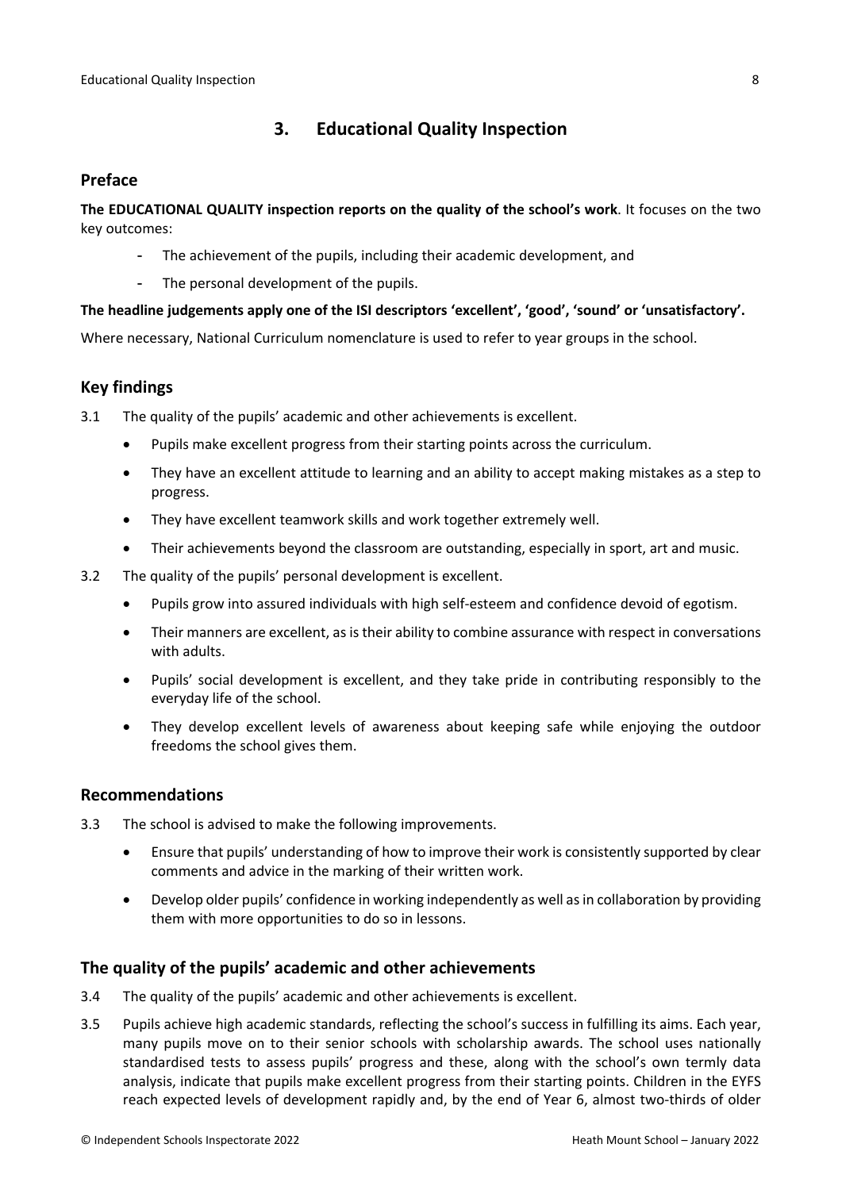## 3. Educational Quality Inspection

### Preface

**The EDUCATIONAL QUALITY inspection reports on the quality of the school's work**. It focuses on the two key outcomes:

- The achievement of the pupils, including their academic development, and
- The personal development of the pupils.

**The headline judgements apply one of the ISI descriptors 'excellent', 'good', 'sound' or 'unsatisfactory'.**

Where necessary, National Curriculum nomenclature is used to refer to year groups in the school.

### Key findings

3.1 The quality of the pupils' academic and other achievements is excellent.

- Pupils make excellent progress from their starting points across the curriculum.
- They have an excellent attitude to learning and an ability to accept making mistakes as a step to progress.
- They have excellent teamwork skills and work together extremely well.
- Their achievements beyond the classroom are outstanding, especially in sport, art and music.

3.2 The quality of the pupils' personal development is excellent.

- Pupils grow into assured individuals with high self-esteem and confidence devoid of egotism.
- Their manners are excellent, as is their ability to combine assurance with respect in conversations with adults.
- Pupils' social development is excellent, and they take pride in contributing responsibly to the everyday life of the school.
- They develop excellent levels of awareness about keeping safe while enjoying the outdoor freedoms the school gives them.

### Recommendations

3.3 The school is advised to make the following improvements.

- Ensure that pupils' understanding of how to improve their work is consistently supported by clear comments and advice in the marking of their written work.
- Develop older pupils' confidence in working independently as well as in collaboration by providing them with more opportunities to do so in lessons.

### The quality of the pupils' academic and other achievements

3.4 The quality of the pupils' academic and other achievements is excellent.

3.5 Pupils achieve high academic standards, reflecting the school's success in fulfilling its aims. Each year, many pupils move on to their senior schools with scholarship awards. The school uses nationally standardised tests to assess pupils' progress and these, along with the school's own termly data analysis, indicate that pupils make excellent progress from their starting points. Children in the EYFS reach expected levels of development rapidly and, by the end of Year 6, almost two-thirds of older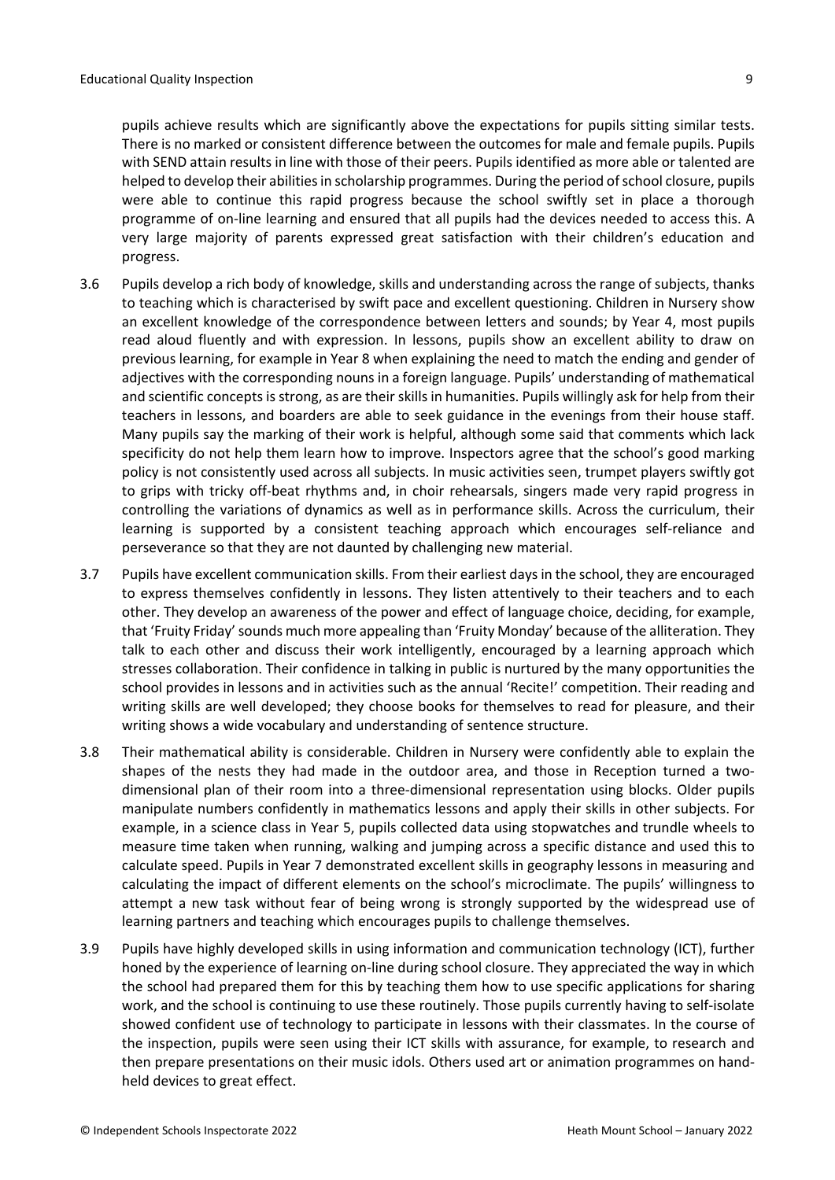pupils achieve results which are significantly above the expectations for pupils sitting similar tests. There is no marked or consistent difference between the outcomes for male and female pupils. Pupils with SEND attain results in line with those of their peers. Pupils identified as more able or talented are helped to develop their abilities in scholarship programmes. During the period of school closure, pupils were able to continue this rapid progress because the school swiftly set in place a thorough programme of on-line learning and ensured that all pupils had the devices needed to access this. A very large majority of parents expressed great satisfaction with their children's education and progress.

3.6 Pupils develop a rich body of knowledge, skills and understanding across the range of subjects, thanks to teaching which is characterised by swift pace and excellent questioning. Children in Nursery show an excellent knowledge of the correspondence between letters and sounds; by Year 4, most pupils read aloud fluently and with expression. In lessons, pupils show an excellent ability to draw on previous learning, for example in Year 8 when explaining the need to match the ending and gender of adjectives with the corresponding nouns in a foreign language. Pupils' understanding of mathematical and scientific concepts is strong, as are their skills in humanities. Pupils willingly ask for help from their teachers in lessons, and boarders are able to seek guidance in the evenings from their house staff. Many pupils say the marking of their work is helpful, although some said that comments which lack specificity do not help them learn how to improve. Inspectors agree that the school's good marking policy is not consistently used across all subjects. In music activities seen, trumpet players swiftly got to grips with tricky off-beat rhythms and, in choir rehearsals, singers made very rapid progress in controlling the variations of dynamics as well as in performance skills. Across the curriculum, their learning is supported by a consistent teaching approach which encourages self-reliance and perseverance so that they are not daunted by challenging new material.

3.7 Pupils have excellent communication skills. From their earliest days in the school, they are encouraged to express themselves confidently in lessons. They listen attentively to their teachers and to each other. They develop an awareness of the power and effect of language choice, deciding, for example, that 'Fruity Friday' sounds much more appealing than 'Fruity Monday' because of the alliteration. They talk to each other and discuss their work intelligently, encouraged by a learning approach which stresses collaboration. Their confidence in talking in public is nurtured by the many opportunities the school provides in lessons and in activities such as the annual 'Recite!' competition. Their reading and writing skills are well developed; they choose books for themselves to read for pleasure, and their writing shows a wide vocabulary and understanding of sentence structure.

3.8 Their mathematical ability is considerable. Children in Nursery were confidently able to explain the shapes of the nests they had made in the outdoor area, and those in Reception turned a two-dimensional plan of their room into a three-dimensional representation using blocks. Older pupils manipulate numbers confidently in mathematics lessons and apply their skills in other subjects. For example, in a science class in Year 5, pupils collected data using stopwatches and trundle wheels to measure time taken when running, walking and jumping across a specific distance and used this to calculate speed. Pupils in Year 7 demonstrated excellent skills in geography lessons in measuring and calculating the impact of different elements on the school's microclimate. The pupils' willingness to attempt a new task without fear of being wrong is strongly supported by the widespread use of learning partners and teaching which encourages pupils to challenge themselves.

3.9 Pupils have highly developed skills in using information and communication technology (ICT), further honed by the experience of learning on-line during school closure. They appreciated the way in which the school had prepared them for this by teaching them how to use specific applications for sharing work, and the school is continuing to use these routinely. Those pupils currently having to self-isolate showed confident use of technology to participate in lessons with their classmates. In the course of the inspection, pupils were seen using their ICT skills with assurance, for example, to research and then prepare presentations on their music idols. Others used art or animation programmes on hand-held devices to great effect.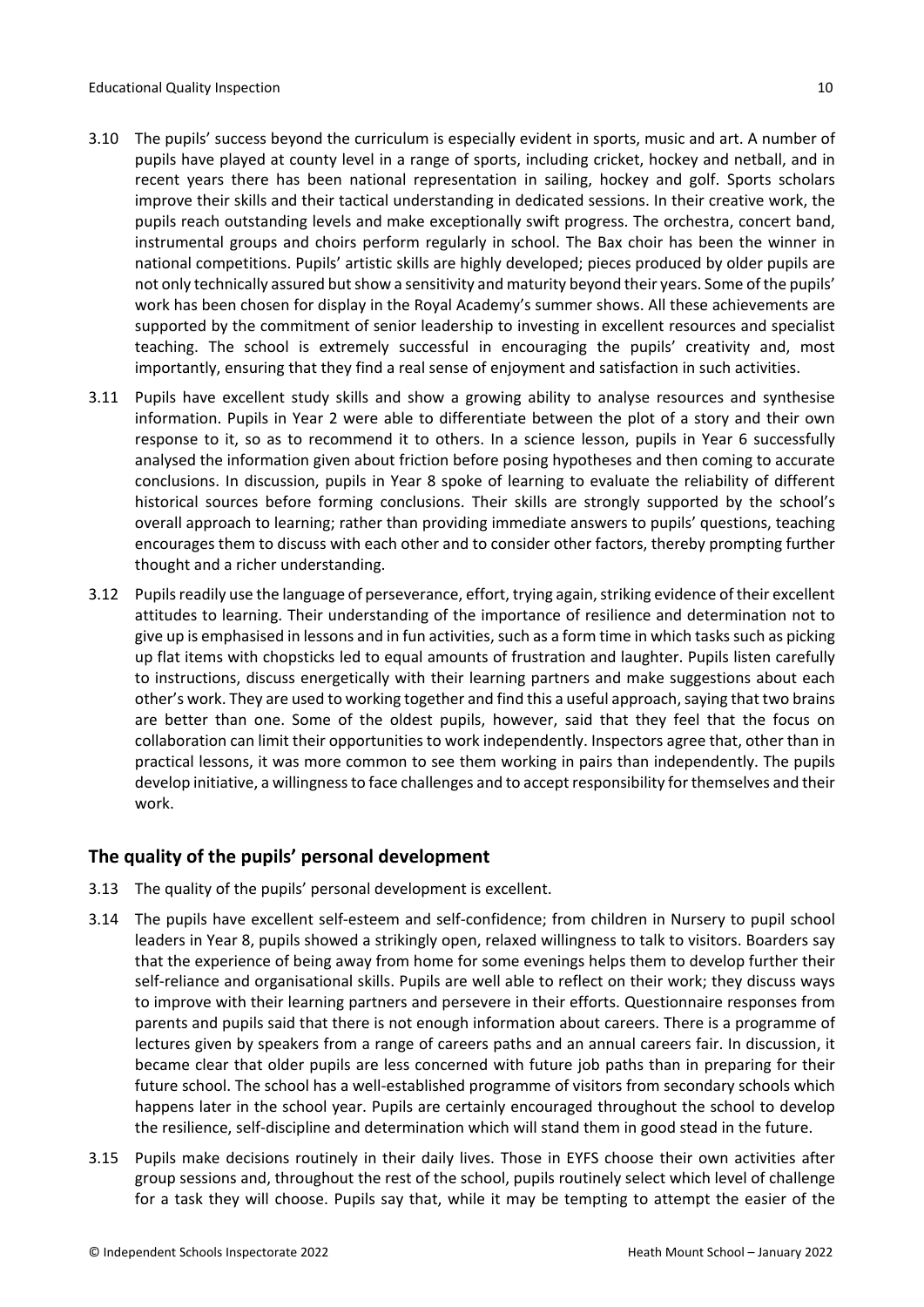3.10 The pupils' success beyond the curriculum is especially evident in sports, music and art. A number of pupils have played at county level in a range of sports, including cricket, hockey and netball, and in recent years there has been national representation in sailing, hockey and golf. Sports scholars improve their skills and their tactical understanding in dedicated sessions. In their creative work, the pupils reach outstanding levels and make exceptionally swift progress. The orchestra, concert band, instrumental groups and choirs perform regularly in school. The Bax choir has been the winner in national competitions. Pupils' artistic skills are highly developed; pieces produced by older pupils are not only technically assured but show a sensitivity and maturity beyond their years. Some of the pupils' work has been chosen for display in the Royal Academy's summer shows. All these achievements are supported by the commitment of senior leadership to investing in excellent resources and specialist teaching. The school is extremely successful in encouraging the pupils' creativity and, most importantly, ensuring that they find a real sense of enjoyment and satisfaction in such activities.

3.11 Pupils have excellent study skills and show a growing ability to analyse resources and synthesise information. Pupils in Year 2 were able to differentiate between the plot of a story and their own response to it, so as to recommend it to others. In a science lesson, pupils in Year 6 successfully analysed the information given about friction before posing hypotheses and then coming to accurate conclusions. In discussion, pupils in Year 8 spoke of learning to evaluate the reliability of different historical sources before forming conclusions. Their skills are strongly supported by the school's overall approach to learning; rather than providing immediate answers to pupils' questions, teaching encourages them to discuss with each other and to consider other factors, thereby prompting further thought and a richer understanding.

3.12 Pupils readily use the language of perseverance, effort, trying again, striking evidence of their excellent attitudes to learning. Their understanding of the importance of resilience and determination not to give up is emphasised in lessons and in fun activities, such as a form time in which tasks such as picking up flat items with chopsticks led to equal amounts of frustration and laughter. Pupils listen carefully to instructions, discuss energetically with their learning partners and make suggestions about each other's work. They are used to working together and find this a useful approach, saying that two brains are better than one. Some of the oldest pupils, however, said that they feel that the focus on collaboration can limit their opportunities to work independently. Inspectors agree that, other than in practical lessons, it was more common to see them working in pairs than independently. The pupils develop initiative, a willingness to face challenges and to accept responsibility for themselves and their work.

## The quality of the pupils' personal development

3.13 The quality of the pupils' personal development is excellent.

3.14 The pupils have excellent self-esteem and self-confidence; from children in Nursery to pupil school leaders in Year 8, pupils showed a strikingly open, relaxed willingness to talk to visitors. Boarders say that the experience of being away from home for some evenings helps them to develop further their self-reliance and organisational skills. Pupils are well able to reflect on their work; they discuss ways to improve with their learning partners and persevere in their efforts. Questionnaire responses from parents and pupils said that there is not enough information about careers. There is a programme of lectures given by speakers from a range of careers paths and an annual careers fair. In discussion, it became clear that older pupils are less concerned with future job paths than in preparing for their future school. The school has a well-established programme of visitors from secondary schools which happens later in the school year. Pupils are certainly encouraged throughout the school to develop the resilience, self-discipline and determination which will stand them in good stead in the future.

3.15 Pupils make decisions routinely in their daily lives. Those in EYFS choose their own activities after group sessions and, throughout the rest of the school, pupils routinely select which level of challenge for a task they will choose. Pupils say that, while it may be tempting to attempt the easier of the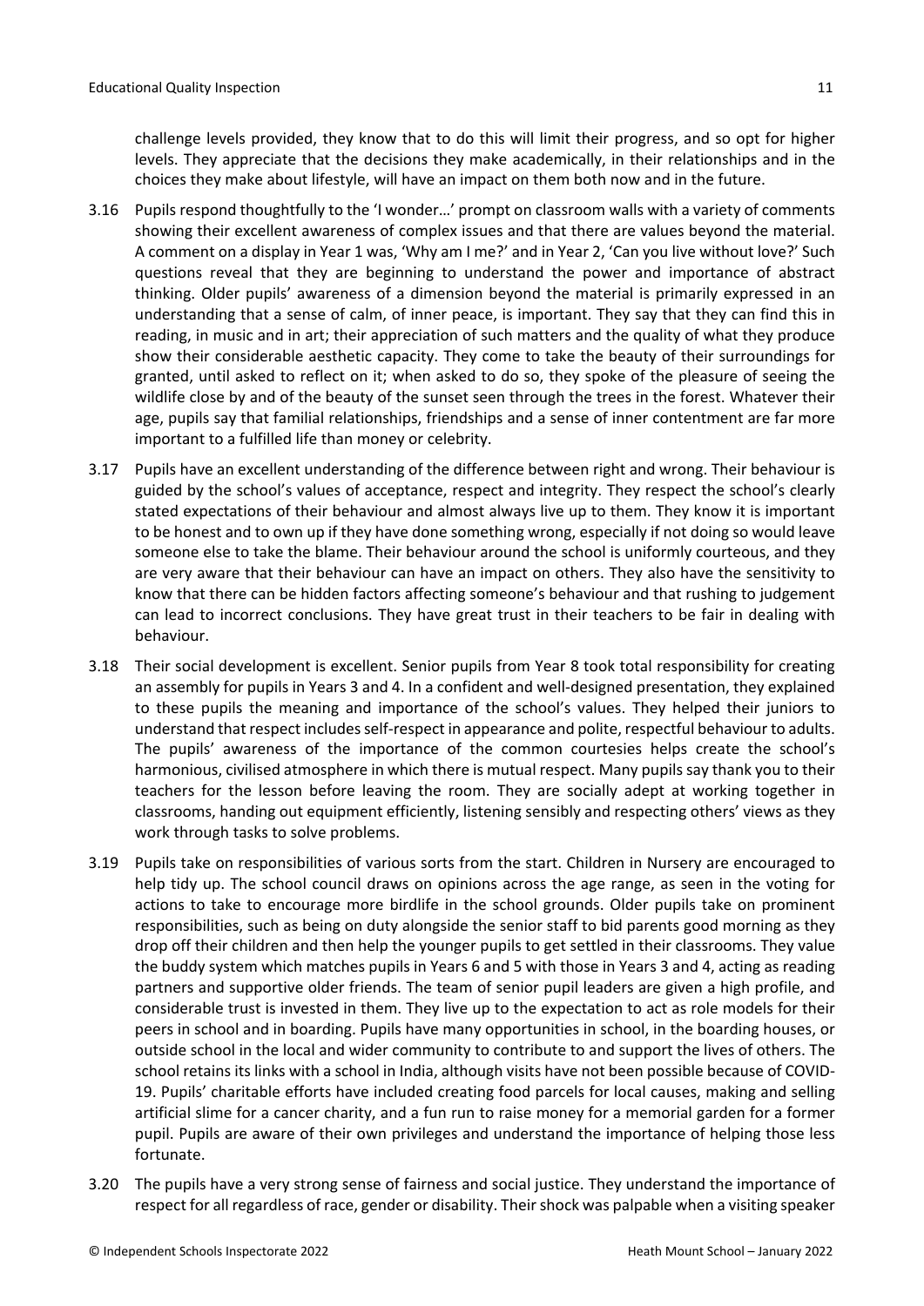challenge levels provided, they know that to do this will limit their progress, and so opt for higher levels. They appreciate that the decisions they make academically, in their relationships and in the choices they make about lifestyle, will have an impact on them both now and in the future.

3.16 Pupils respond thoughtfully to the 'I wonder…' prompt on classroom walls with a variety of comments showing their excellent awareness of complex issues and that there are values beyond the material. A comment on a display in Year 1 was, 'Why am I me?' and in Year 2, 'Can you live without love?' Such questions reveal that they are beginning to understand the power and importance of abstract thinking. Older pupils' awareness of a dimension beyond the material is primarily expressed in an understanding that a sense of calm, of inner peace, is important. They say that they can find this in reading, in music and in art; their appreciation of such matters and the quality of what they produce show their considerable aesthetic capacity. They come to take the beauty of their surroundings for granted, until asked to reflect on it; when asked to do so, they spoke of the pleasure of seeing the wildlife close by and of the beauty of the sunset seen through the trees in the forest. Whatever their age, pupils say that familial relationships, friendships and a sense of inner contentment are far more important to a fulfilled life than money or celebrity.

3.17 Pupils have an excellent understanding of the difference between right and wrong. Their behaviour is guided by the school's values of acceptance, respect and integrity. They respect the school's clearly stated expectations of their behaviour and almost always live up to them. They know it is important to be honest and to own up if they have done something wrong, especially if not doing so would leave someone else to take the blame. Their behaviour around the school is uniformly courteous, and they are very aware that their behaviour can have an impact on others. They also have the sensitivity to know that there can be hidden factors affecting someone's behaviour and that rushing to judgement can lead to incorrect conclusions. They have great trust in their teachers to be fair in dealing with behaviour.

3.18 Their social development is excellent. Senior pupils from Year 8 took total responsibility for creating an assembly for pupils in Years 3 and 4. In a confident and well-designed presentation, they explained to these pupils the meaning and importance of the school's values. They helped their juniors to understand that respect includes self-respect in appearance and polite, respectful behaviour to adults. The pupils' awareness of the importance of the common courtesies helps create the school's harmonious, civilised atmosphere in which there is mutual respect. Many pupils say thank you to their teachers for the lesson before leaving the room. They are socially adept at working together in classrooms, handing out equipment efficiently, listening sensibly and respecting others' views as they work through tasks to solve problems.

3.19 Pupils take on responsibilities of various sorts from the start. Children in Nursery are encouraged to help tidy up. The school council draws on opinions across the age range, as seen in the voting for actions to take to encourage more birdlife in the school grounds. Older pupils take on prominent responsibilities, such as being on duty alongside the senior staff to bid parents good morning as they drop off their children and then help the younger pupils to get settled in their classrooms. They value the buddy system which matches pupils in Years 6 and 5 with those in Years 3 and 4, acting as reading partners and supportive older friends. The team of senior pupil leaders are given a high profile, and considerable trust is invested in them. They live up to the expectation to act as role models for their peers in school and in boarding. Pupils have many opportunities in school, in the boarding houses, or outside school in the local and wider community to contribute to and support the lives of others. The school retains its links with a school in India, although visits have not been possible because of COVID-19. Pupils' charitable efforts have included creating food parcels for local causes, making and selling artificial slime for a cancer charity, and a fun run to raise money for a memorial garden for a former pupil. Pupils are aware of their own privileges and understand the importance of helping those less fortunate.

3.20 The pupils have a very strong sense of fairness and social justice. They understand the importance of respect for all regardless of race, gender or disability. Their shock was palpable when a visiting speaker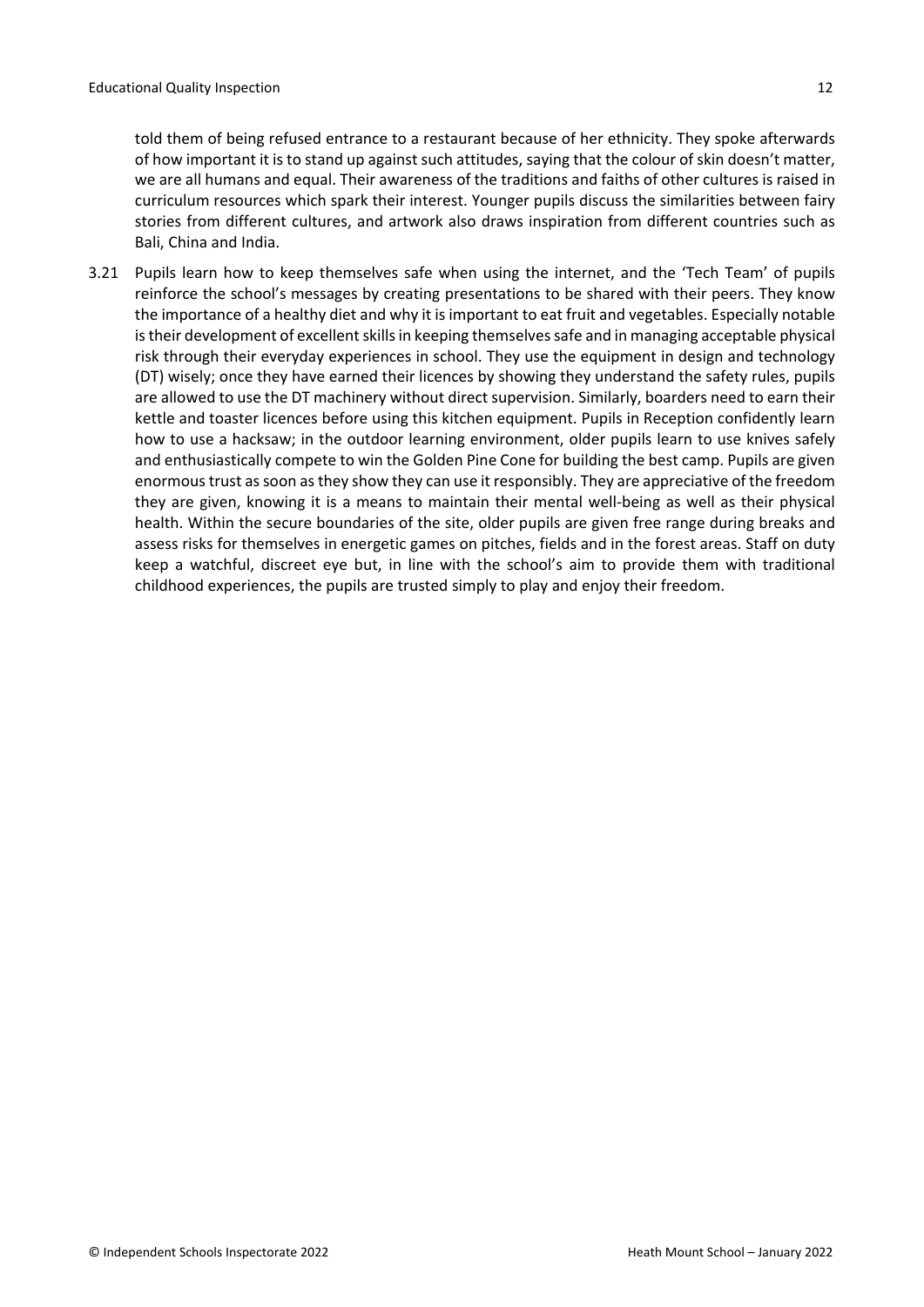told them of being refused entrance to a restaurant because of her ethnicity. They spoke afterwards of how important it is to stand up against such attitudes, saying that the colour of skin doesn't matter, we are all humans and equal. Their awareness of the traditions and faiths of other cultures is raised in curriculum resources which spark their interest. Younger pupils discuss the similarities between fairy stories from different cultures, and artwork also draws inspiration from different countries such as Bali, China and India.

3.21 Pupils learn how to keep themselves safe when using the internet, and the 'Tech Team' of pupils reinforce the school's messages by creating presentations to be shared with their peers. They know the importance of a healthy diet and why it is important to eat fruit and vegetables. Especially notable is their development of excellent skills in keeping themselves safe and in managing acceptable physical risk through their everyday experiences in school. They use the equipment in design and technology (DT) wisely; once they have earned their licences by showing they understand the safety rules, pupils are allowed to use the DT machinery without direct supervision. Similarly, boarders need to earn their kettle and toaster licences before using this kitchen equipment. Pupils in Reception confidently learn how to use a hacksaw; in the outdoor learning environment, older pupils learn to use knives safely and enthusiastically compete to win the Golden Pine Cone for building the best camp. Pupils are given enormous trust as soon as they show they can use it responsibly. They are appreciative of the freedom they are given, knowing it is a means to maintain their mental well-being as well as their physical health. Within the secure boundaries of the site, older pupils are given free range during breaks and assess risks for themselves in energetic games on pitches, fields and in the forest areas. Staff on duty keep a watchful, discreet eye but, in line with the school's aim to provide them with traditional childhood experiences, the pupils are trusted simply to play and enjoy their freedom.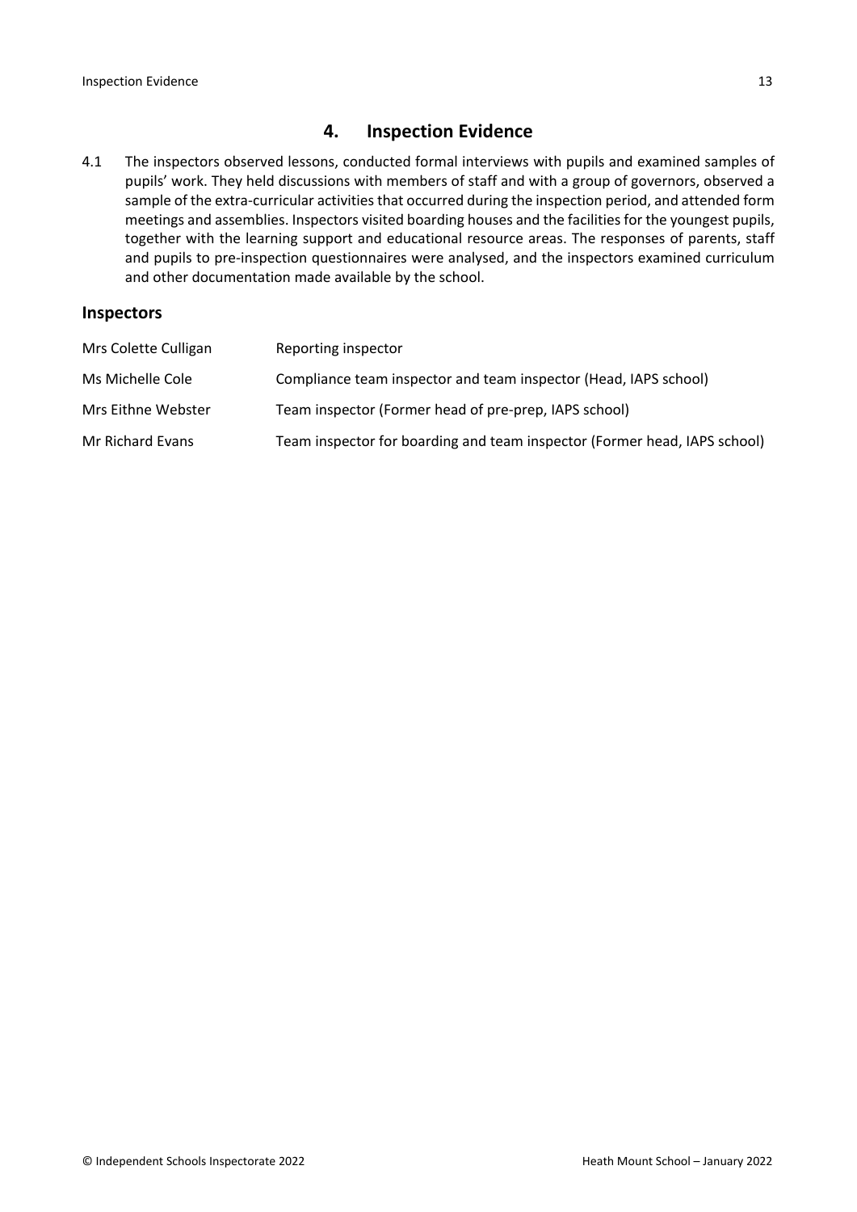## 4. Inspection Evidence

4.1 The inspectors observed lessons, conducted formal interviews with pupils and examined samples of pupils' work. They held discussions with members of staff and with a group of governors, observed a sample of the extra-curricular activities that occurred during the inspection period, and attended form meetings and assemblies. Inspectors visited boarding houses and the facilities for the youngest pupils, together with the learning support and educational resource areas. The responses of parents, staff and pupils to pre-inspection questionnaires were analysed, and the inspectors examined curriculum and other documentation made available by the school.

### Inspectors

| | |
|---|---|
| Mrs Colette Culligan | Reporting inspector |
| Ms Michelle Cole | Compliance team inspector and team inspector (Head, IAPS school) |
| Mrs Eithne Webster | Team inspector (Former head of pre-prep, IAPS school) |
| Mr Richard Evans | Team inspector for boarding and team inspector (Former head, IAPS school) |